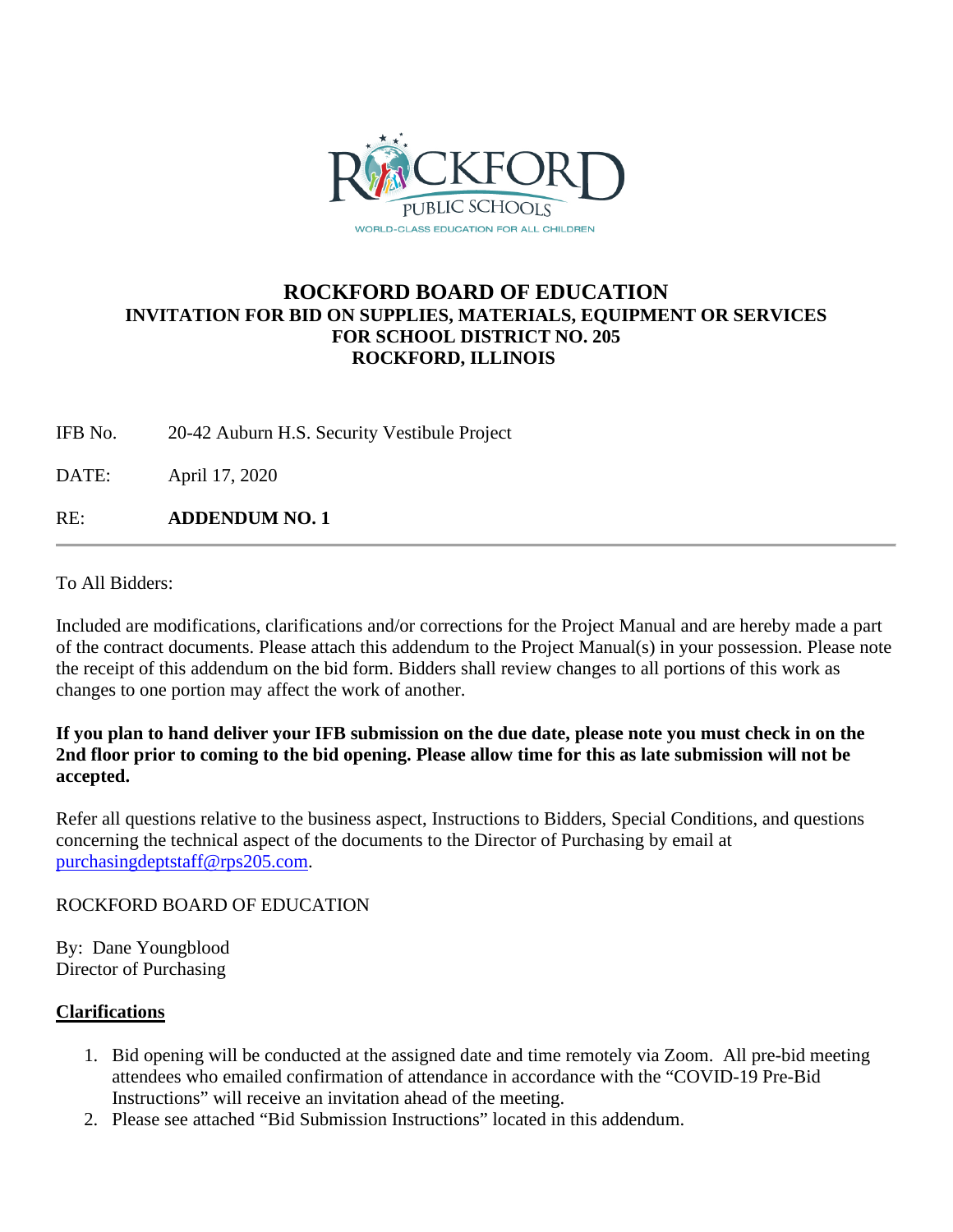ROCKFORD PUBLIC SCHOOLS

WORLD-CLASS EDUCATION FOR ALL CHILDREN

# ROCKFORD BOARD OF EDUCATION

## INVITATION FOR BID ON SUPPLIES, MATERIALS, EQUIPMENT OR SERVICES FOR SCHOOL DISTRICT NO. 205 ROCKFORD, ILLINOIS

IFB No. 20-42 Auburn H.S. Security Vestibule Project

DATE: April 17, 2020

RE: **ADDENDUM NO. 1**

---

To All Bidders:

Included are modifications, clarifications and/or corrections for the Project Manual and are hereby made a part of the contract documents. Please attach this addendum to the Project Manual(s) in your possession. Please note the receipt of this addendum on the bid form. Bidders shall review changes to all portions of this work as changes to one portion may affect the work of another.

**If you plan to hand deliver your IFB submission on the due date, please note you must check in on the 2nd floor prior to coming to the bid opening. Please allow time for this as late submission will not be accepted.**

Refer all questions relative to the business aspect, Instructions to Bidders, Special Conditions, and questions concerning the technical aspect of the documents to the Director of Purchasing by email at purchasingdeptstaff@rps205.com.

ROCKFORD BOARD OF EDUCATION

By: Dane Youngblood
Director of Purchasing

**<u>Clarifications</u>**

1. Bid opening will be conducted at the assigned date and time remotely via Zoom. All pre-bid meeting attendees who emailed confirmation of attendance in accordance with the "COVID-19 Pre-Bid Instructions" will receive an invitation ahead of the meeting.
2. Please see attached "Bid Submission Instructions" located in this addendum.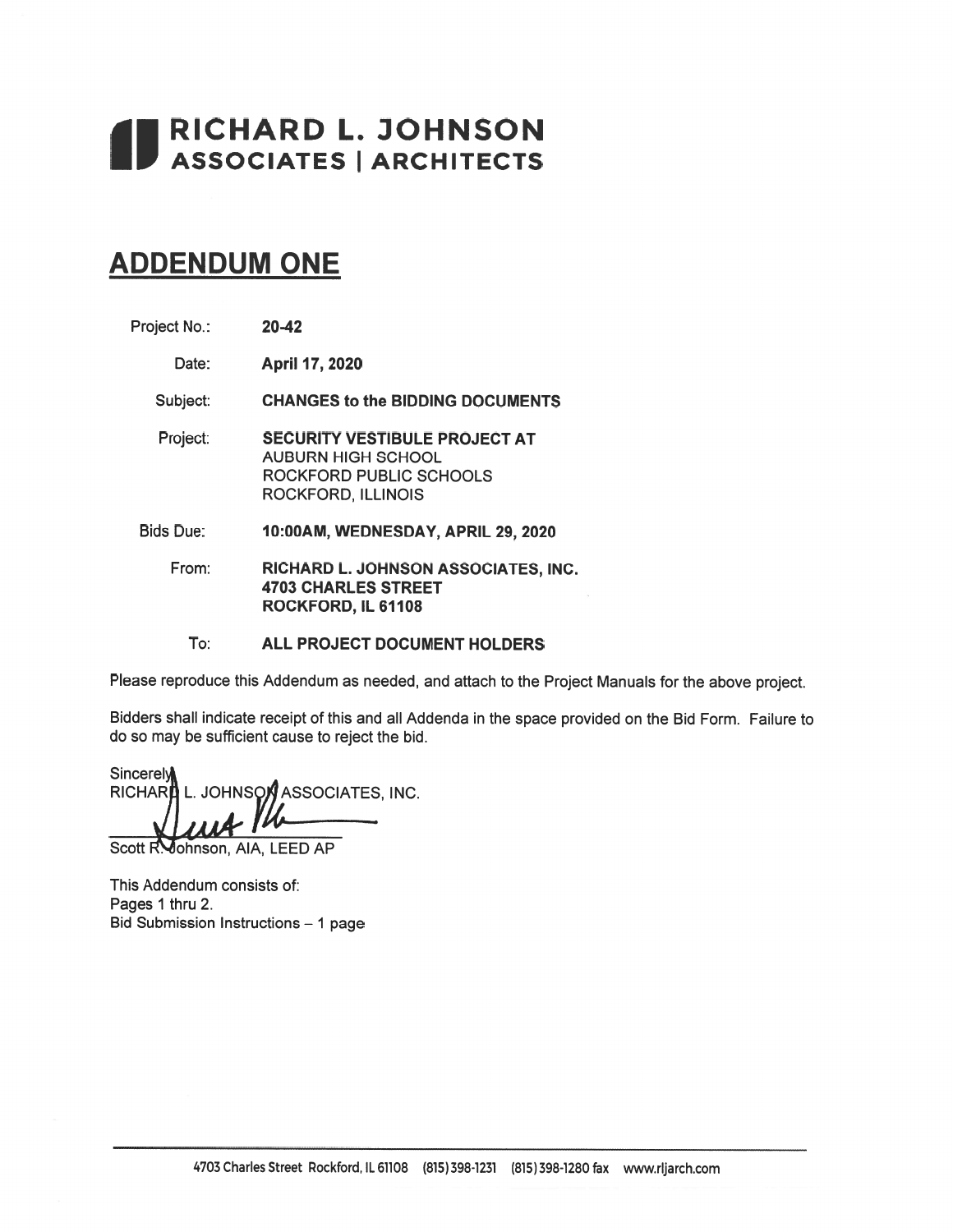# RICHARD L. JOHNSON ASSOCIATES | ARCHITECTS

## ADDENDUM ONE

| | |
|---|---|
| Project No.: | **20-42** |
| Date: | **April 17, 2020** |
| Subject: | **CHANGES to the BIDDING DOCUMENTS** |
| Project: | **SECURITY VESTIBULE PROJECT AT**<br>AUBURN HIGH SCHOOL<br>ROCKFORD PUBLIC SCHOOLS<br>ROCKFORD, ILLINOIS |
| Bids Due: | **10:00AM, WEDNESDAY, APRIL 29, 2020** |
| From: | **RICHARD L. JOHNSON ASSOCIATES, INC.**<br>**4703 CHARLES STREET**<br>**ROCKFORD, IL 61108** |
| To: | **ALL PROJECT DOCUMENT HOLDERS** |

Please reproduce this Addendum as needed, and attach to the Project Manuals for the above project.

Bidders shall indicate receipt of this and all Addenda in the space provided on the Bid Form. Failure to do so may be sufficient cause to reject the bid.

Sincerely,
RICHARD L. JOHNSON ASSOCIATES, INC.

Scott R. Johnson, AIA, LEED AP

This Addendum consists of:
Pages 1 thru 2.
Bid Submission Instructions – 1 page

4703 Charles Street Rockford, IL 61108 (815) 398-1231 (815) 398-1280 fax www.rljarch.com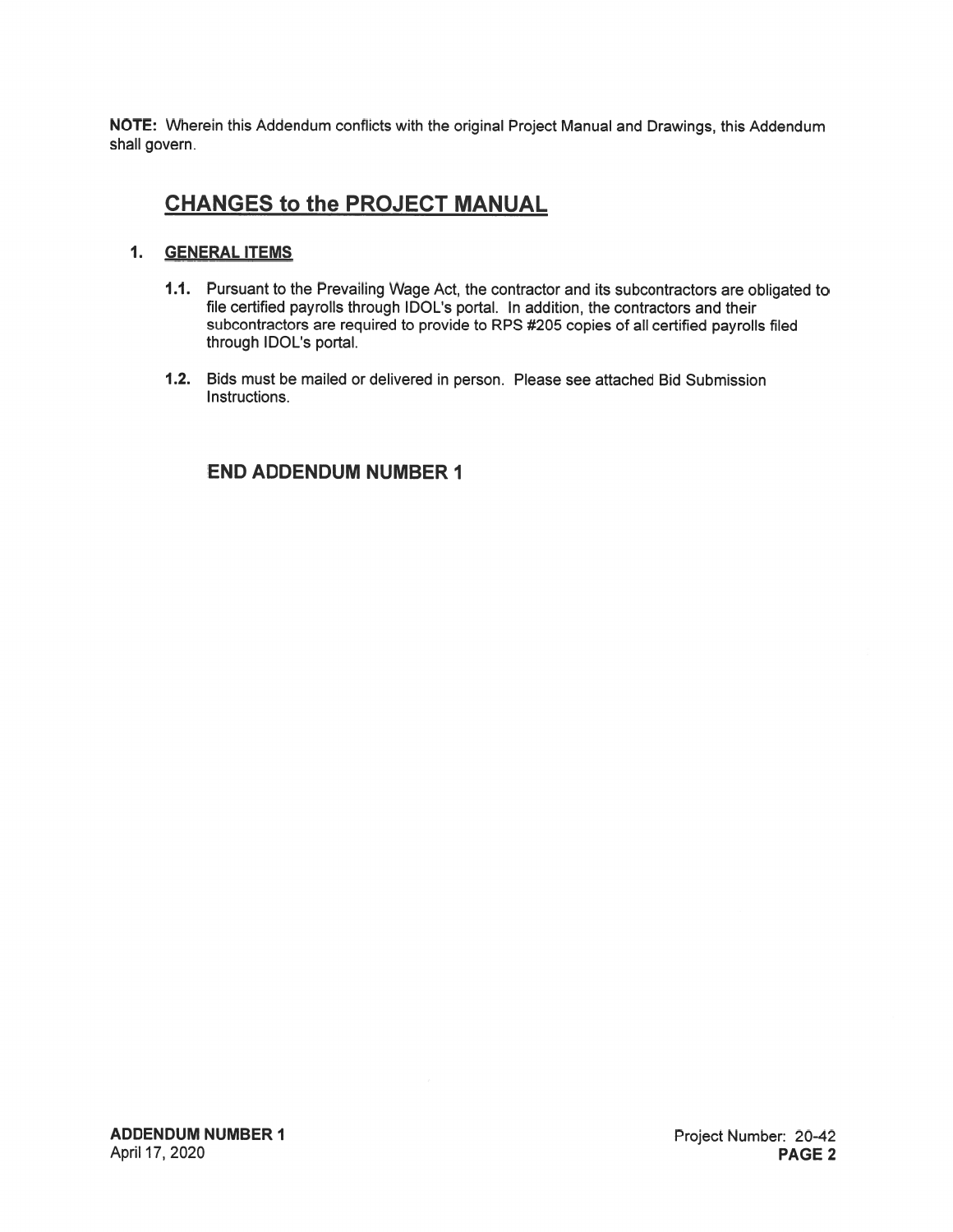**NOTE:** Wherein this Addendum conflicts with the original Project Manual and Drawings, this Addendum shall govern.

## CHANGES to the PROJECT MANUAL

### 1. GENERAL ITEMS

**1.1.** Pursuant to the Prevailing Wage Act, the contractor and its subcontractors are obligated to file certified payrolls through IDOL's portal. In addition, the contractors and their subcontractors are required to provide to RPS #205 copies of all certified payrolls filed through IDOL's portal.

**1.2.** Bids must be mailed or delivered in person. Please see attached Bid Submission Instructions.

### END ADDENDUM NUMBER 1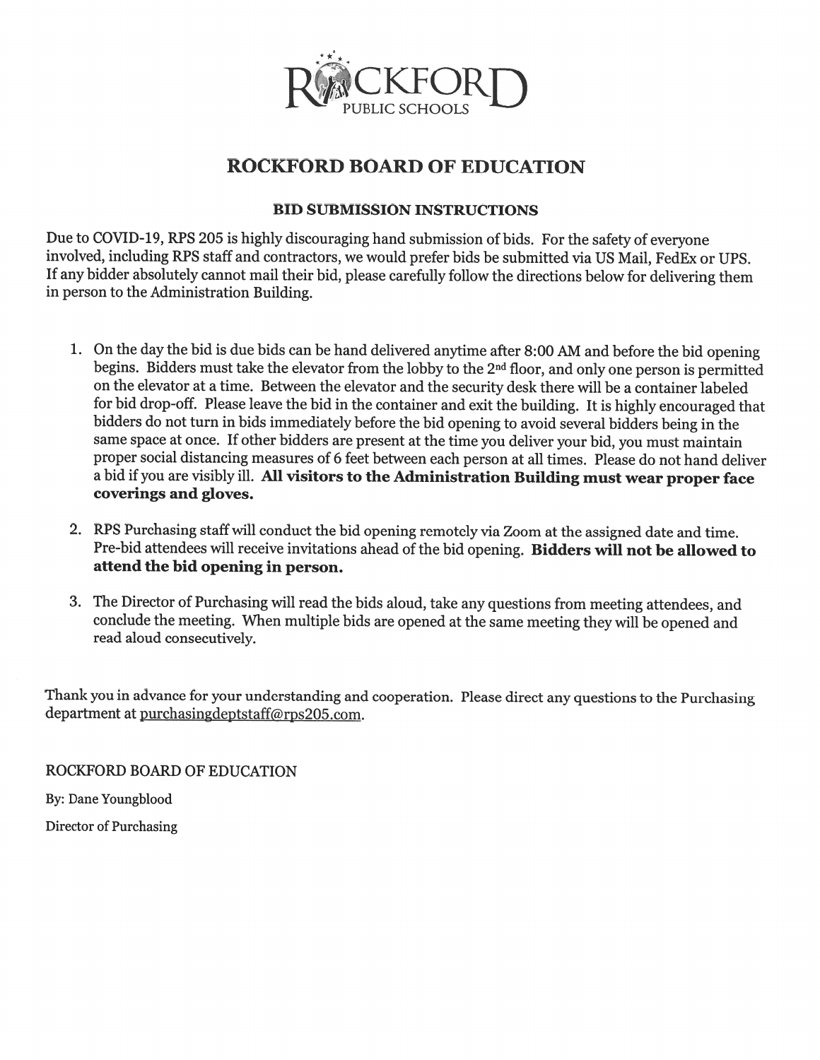ROCKFORD
PUBLIC SCHOOLS

# ROCKFORD BOARD OF EDUCATION

## BID SUBMISSION INSTRUCTIONS

Due to COVID-19, RPS 205 is highly discouraging hand submission of bids. For the safety of everyone involved, including RPS staff and contractors, we would prefer bids be submitted via US Mail, FedEx or UPS. If any bidder absolutely cannot mail their bid, please carefully follow the directions below for delivering them in person to the Administration Building.

1. On the day the bid is due bids can be hand delivered anytime after 8:00 AM and before the bid opening begins. Bidders must take the elevator from the lobby to the 2nd floor, and only one person is permitted on the elevator at a time. Between the elevator and the security desk there will be a container labeled for bid drop-off. Please leave the bid in the container and exit the building. It is highly encouraged that bidders do not turn in bids immediately before the bid opening to avoid several bidders being in the same space at once. If other bidders are present at the time you deliver your bid, you must maintain proper social distancing measures of 6 feet between each person at all times. Please do not hand deliver a bid if you are visibly ill. **All visitors to the Administration Building must wear proper face coverings and gloves.**

2. RPS Purchasing staff will conduct the bid opening remotely via Zoom at the assigned date and time. Pre-bid attendees will receive invitations ahead of the bid opening. **Bidders will not be allowed to attend the bid opening in person.**

3. The Director of Purchasing will read the bids aloud, take any questions from meeting attendees, and conclude the meeting. When multiple bids are opened at the same meeting they will be opened and read aloud consecutively.

Thank you in advance for your understanding and cooperation. Please direct any questions to the Purchasing department at purchasingdeptstaff@rps205.com.

ROCKFORD BOARD OF EDUCATION

By: Dane Youngblood

Director of Purchasing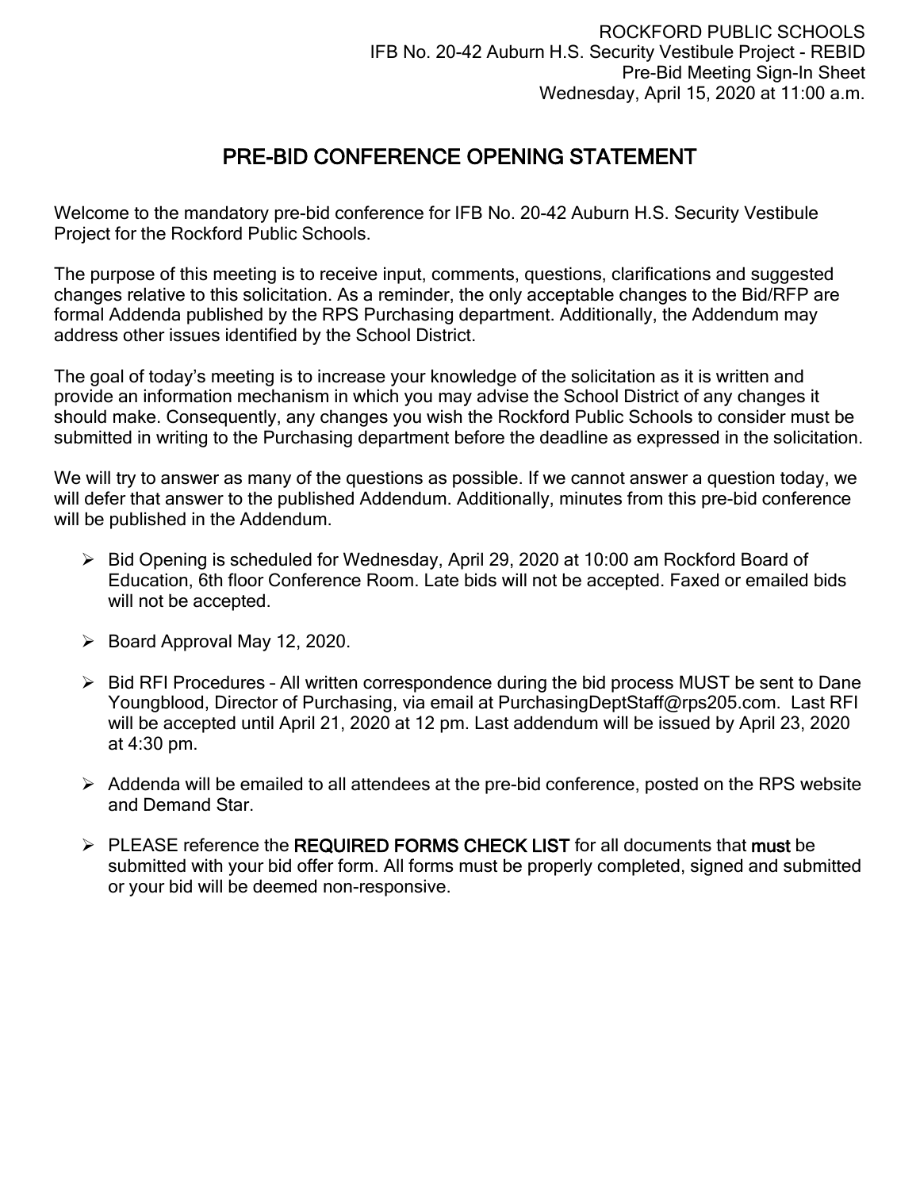ROCKFORD PUBLIC SCHOOLS
IFB No. 20-42 Auburn H.S. Security Vestibule Project - REBID
Pre-Bid Meeting Sign-In Sheet
Wednesday, April 15, 2020 at 11:00 a.m.

# PRE-BID CONFERENCE OPENING STATEMENT

Welcome to the mandatory pre-bid conference for IFB No. 20-42 Auburn H.S. Security Vestibule Project for the Rockford Public Schools.

The purpose of this meeting is to receive input, comments, questions, clarifications and suggested changes relative to this solicitation. As a reminder, the only acceptable changes to the Bid/RFP are formal Addenda published by the RPS Purchasing department. Additionally, the Addendum may address other issues identified by the School District.

The goal of today's meeting is to increase your knowledge of the solicitation as it is written and provide an information mechanism in which you may advise the School District of any changes it should make. Consequently, any changes you wish the Rockford Public Schools to consider must be submitted in writing to the Purchasing department before the deadline as expressed in the solicitation.

We will try to answer as many of the questions as possible. If we cannot answer a question today, we will defer that answer to the published Addendum. Additionally, minutes from this pre-bid conference will be published in the Addendum.

- Bid Opening is scheduled for Wednesday, April 29, 2020 at 10:00 am Rockford Board of Education, 6th floor Conference Room. Late bids will not be accepted. Faxed or emailed bids will not be accepted.
- Board Approval May 12, 2020.
- Bid RFI Procedures – All written correspondence during the bid process MUST be sent to Dane Youngblood, Director of Purchasing, via email at PurchasingDeptStaff@rps205.com. Last RFI will be accepted until April 21, 2020 at 12 pm. Last addendum will be issued by April 23, 2020 at 4:30 pm.
- Addenda will be emailed to all attendees at the pre-bid conference, posted on the RPS website and Demand Star.
- PLEASE reference the **REQUIRED FORMS CHECK LIST** for all documents that **must** be submitted with your bid offer form. All forms must be properly completed, signed and submitted or your bid will be deemed non-responsive.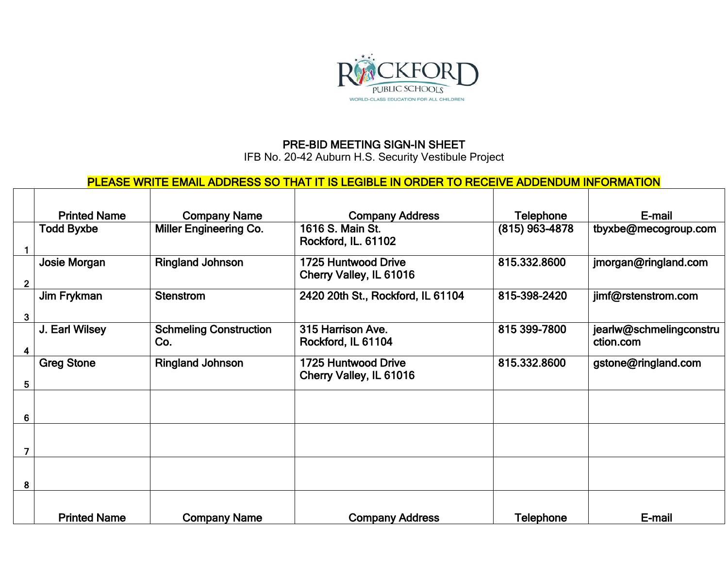PRE-BID MEETING SIGN-IN SHEET
IFB No. 20-42 Auburn H.S. Security Vestibule Project

**PLEASE WRITE EMAIL ADDRESS SO THAT IT IS LEGIBLE IN ORDER TO RECEIVE ADDENDUM INFORMATION**

| | Printed Name | Company Name | Company Address | Telephone | E-mail |
|---|---|---|---|---|---|
| 1 | Todd Byxbe | Miller Engineering Co. | 1616 S. Main St. Rockford, IL. 61102 | (815) 963-4878 | tbyxbe@mecogroup.com |
| 2 | Josie Morgan | Ringland Johnson | 1725 Huntwood Drive Cherry Valley, IL 61016 | 815.332.8600 | jmorgan@ringland.com |
| 3 | Jim Frykman | Stenstrom | 2420 20th St., Rockford, IL 61104 | 815-398-2420 | jimf@rstenstrom.com |
| 4 | J. Earl Wilsey | Schmeling Construction Co. | 315 Harrison Ave. Rockford, IL 61104 | 815 399-7800 | jearlw@schmelingconstruction.com |
| 5 | Greg Stone | Ringland Johnson | 1725 Huntwood Drive Cherry Valley, IL 61016 | 815.332.8600 | gstone@ringland.com |
| 6 | | | | | |
| 7 | | | | | |
| 8 | | | | | |
| | Printed Name | Company Name | Company Address | Telephone | E-mail |